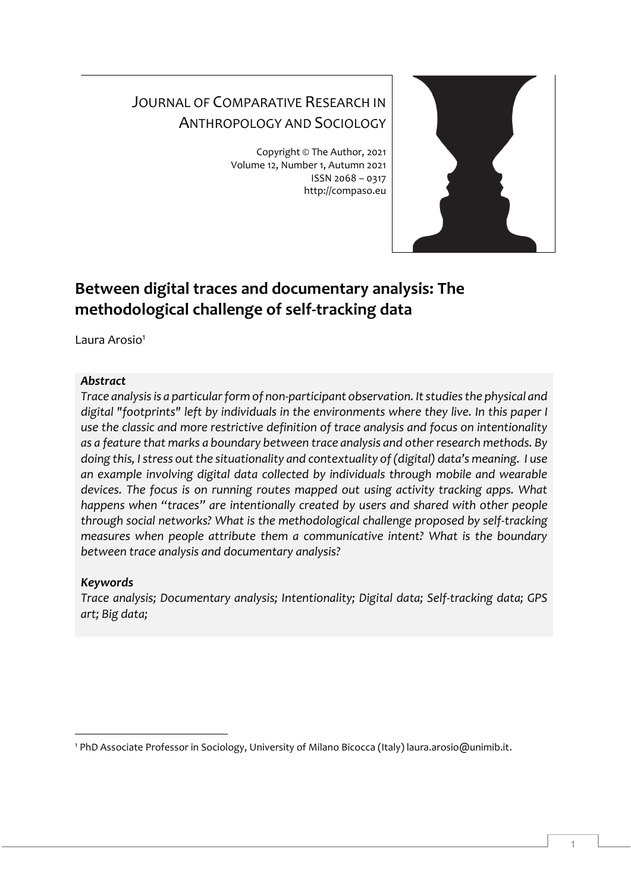JOURNAL OF COMPARATIVE RESEARCH IN ANTHROPOLOGY AND SOCIOLOGY

Copyright © The Author, 2021
Volume 12, Number 1, Autumn 2021
ISSN 2068 – 0317
http://compaso.eu

# Between digital traces and documentary analysis: The methodological challenge of self-tracking data

Laura Arosio[1]

***Abstract***

*Trace analysis is a particular form of non-participant observation. It studies the physical and digital "footprints" left by individuals in the environments where they live. In this paper I use the classic and more restrictive definition of trace analysis and focus on intentionality as a feature that marks a boundary between trace analysis and other research methods. By doing this, I stress out the situationality and contextuality of (digital) data's meaning. I use an example involving digital data collected by individuals through mobile and wearable devices. The focus is on running routes mapped out using activity tracking apps. What happens when "traces" are intentionally created by users and shared with other people through social networks? What is the methodological challenge proposed by self-tracking measures when people attribute them a communicative intent? What is the boundary between trace analysis and documentary analysis?*

***Keywords***

*Trace analysis; Documentary analysis; Intentionality; Digital data; Self-tracking data; GPS art; Big data;*

[1] PhD Associate Professor in Sociology, University of Milano Bicocca (Italy) laura.arosio@unimib.it.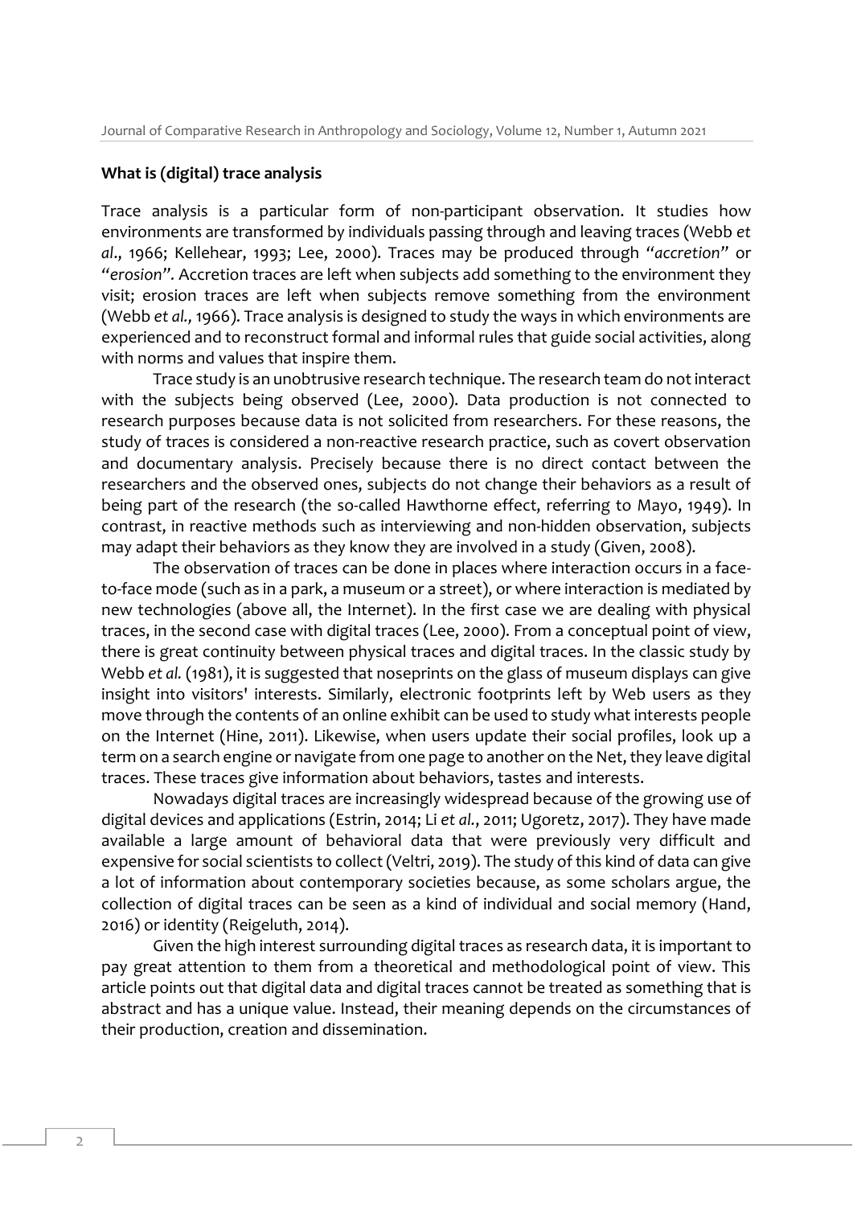**What is (digital) trace analysis**

Trace analysis is a particular form of non-participant observation. It studies how environments are transformed by individuals passing through and leaving traces (Webb *et al*., 1966; Kellehear, 1993; Lee, 2000). Traces may be produced through "*accretion*" or "*erosion*". Accretion traces are left when subjects add something to the environment they visit; erosion traces are left when subjects remove something from the environment (Webb *et al.,* 1966). Trace analysis is designed to study the ways in which environments are experienced and to reconstruct formal and informal rules that guide social activities, along with norms and values that inspire them.

Trace study is an unobtrusive research technique. The research team do not interact with the subjects being observed (Lee, 2000). Data production is not connected to research purposes because data is not solicited from researchers. For these reasons, the study of traces is considered a non-reactive research practice, such as covert observation and documentary analysis. Precisely because there is no direct contact between the researchers and the observed ones, subjects do not change their behaviors as a result of being part of the research (the so-called Hawthorne effect, referring to Mayo, 1949). In contrast, in reactive methods such as interviewing and non-hidden observation, subjects may adapt their behaviors as they know they are involved in a study (Given, 2008).

The observation of traces can be done in places where interaction occurs in a face-to-face mode (such as in a park, a museum or a street), or where interaction is mediated by new technologies (above all, the Internet). In the first case we are dealing with physical traces, in the second case with digital traces (Lee, 2000). From a conceptual point of view, there is great continuity between physical traces and digital traces. In the classic study by Webb *et al.* (1981), it is suggested that noseprints on the glass of museum displays can give insight into visitors' interests. Similarly, electronic footprints left by Web users as they move through the contents of an online exhibit can be used to study what interests people on the Internet (Hine, 2011). Likewise, when users update their social profiles, look up a term on a search engine or navigate from one page to another on the Net, they leave digital traces. These traces give information about behaviors, tastes and interests.

Nowadays digital traces are increasingly widespread because of the growing use of digital devices and applications (Estrin, 2014; Li *et al.*, 2011; Ugoretz, 2017). They have made available a large amount of behavioral data that were previously very difficult and expensive for social scientists to collect (Veltri, 2019). The study of this kind of data can give a lot of information about contemporary societies because, as some scholars argue, the collection of digital traces can be seen as a kind of individual and social memory (Hand, 2016) or identity (Reigeluth, 2014).

Given the high interest surrounding digital traces as research data, it is important to pay great attention to them from a theoretical and methodological point of view. This article points out that digital data and digital traces cannot be treated as something that is abstract and has a unique value. Instead, their meaning depends on the circumstances of their production, creation and dissemination.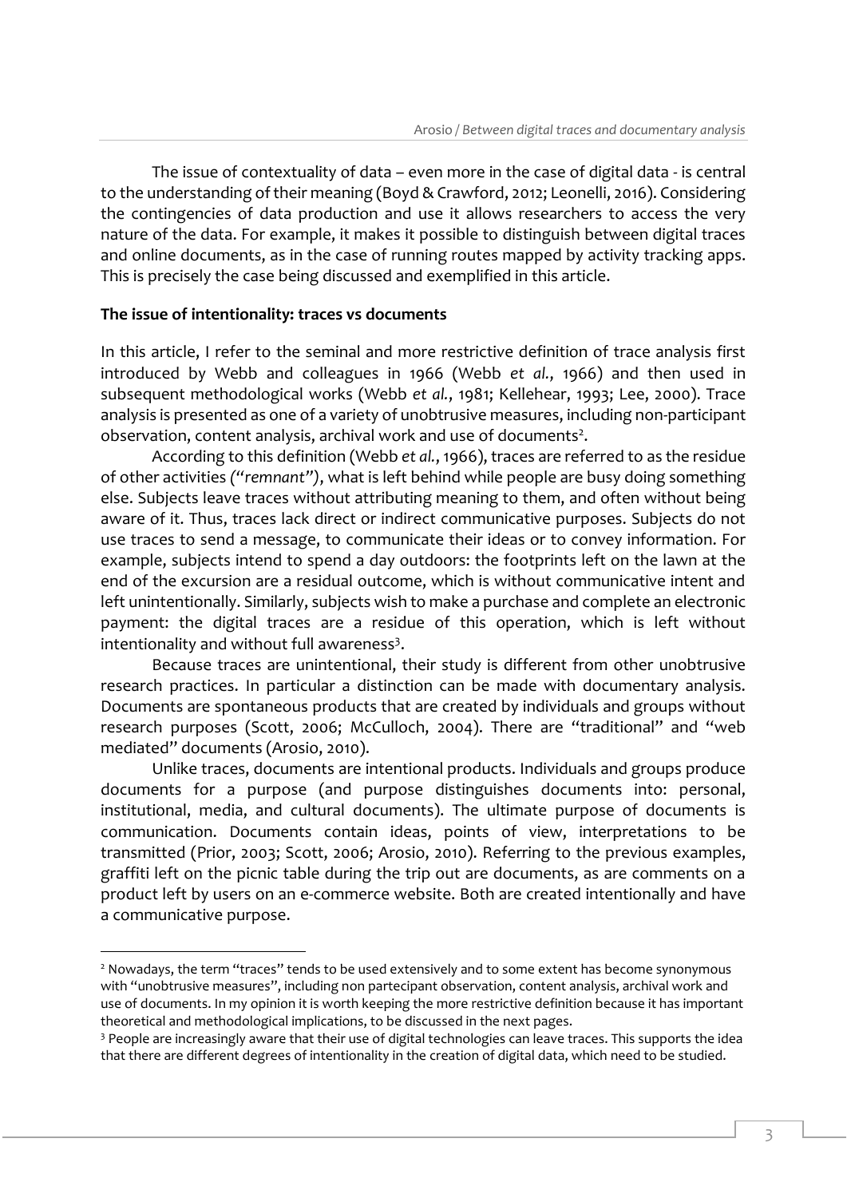The issue of contextuality of data – even more in the case of digital data - is central to the understanding of their meaning (Boyd & Crawford, 2012; Leonelli, 2016). Considering the contingencies of data production and use it allows researchers to access the very nature of the data. For example, it makes it possible to distinguish between digital traces and online documents, as in the case of running routes mapped by activity tracking apps. This is precisely the case being discussed and exemplified in this article.

**The issue of intentionality: traces vs documents**

In this article, I refer to the seminal and more restrictive definition of trace analysis first introduced by Webb and colleagues in 1966 (Webb *et al.*, 1966) and then used in subsequent methodological works (Webb *et al.*, 1981; Kellehear, 1993; Lee, 2000). Trace analysis is presented as one of a variety of unobtrusive measures, including non-participant observation, content analysis, archival work and use of documents[2].

According to this definition (Webb *et al.*, 1966), traces are referred to as the residue of other activities (*"remnant"*), what is left behind while people are busy doing something else. Subjects leave traces without attributing meaning to them, and often without being aware of it. Thus, traces lack direct or indirect communicative purposes. Subjects do not use traces to send a message, to communicate their ideas or to convey information. For example, subjects intend to spend a day outdoors: the footprints left on the lawn at the end of the excursion are a residual outcome, which is without communicative intent and left unintentionally. Similarly, subjects wish to make a purchase and complete an electronic payment: the digital traces are a residue of this operation, which is left without intentionality and without full awareness[3].

Because traces are unintentional, their study is different from other unobtrusive research practices. In particular a distinction can be made with documentary analysis. Documents are spontaneous products that are created by individuals and groups without research purposes (Scott, 2006; McCulloch, 2004). There are "traditional" and "web mediated" documents (Arosio, 2010).

Unlike traces, documents are intentional products. Individuals and groups produce documents for a purpose (and purpose distinguishes documents into: personal, institutional, media, and cultural documents). The ultimate purpose of documents is communication. Documents contain ideas, points of view, interpretations to be transmitted (Prior, 2003; Scott, 2006; Arosio, 2010). Referring to the previous examples, graffiti left on the picnic table during the trip out are documents, as are comments on a product left by users on an e-commerce website. Both are created intentionally and have a communicative purpose.

---

[2] Nowadays, the term "traces" tends to be used extensively and to some extent has become synonymous with "unobtrusive measures", including non partecipant observation, content analysis, archival work and use of documents. In my opinion it is worth keeping the more restrictive definition because it has important theoretical and methodological implications, to be discussed in the next pages.

[3] People are increasingly aware that their use of digital technologies can leave traces. This supports the idea that there are different degrees of intentionality in the creation of digital data, which need to be studied.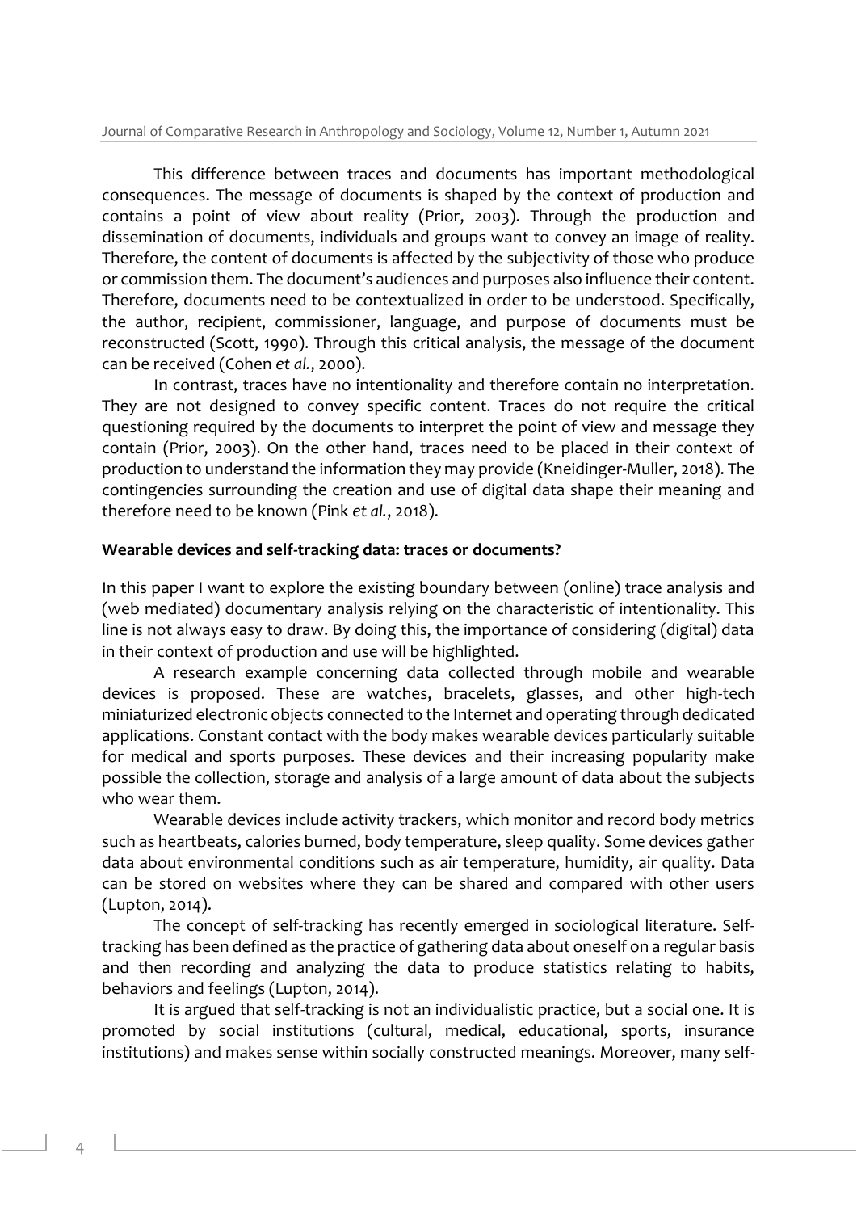This difference between traces and documents has important methodological consequences. The message of documents is shaped by the context of production and contains a point of view about reality (Prior, 2003). Through the production and dissemination of documents, individuals and groups want to convey an image of reality. Therefore, the content of documents is affected by the subjectivity of those who produce or commission them. The document's audiences and purposes also influence their content. Therefore, documents need to be contextualized in order to be understood. Specifically, the author, recipient, commissioner, language, and purpose of documents must be reconstructed (Scott, 1990). Through this critical analysis, the message of the document can be received (Cohen *et al.*, 2000).

In contrast, traces have no intentionality and therefore contain no interpretation. They are not designed to convey specific content. Traces do not require the critical questioning required by the documents to interpret the point of view and message they contain (Prior, 2003). On the other hand, traces need to be placed in their context of production to understand the information they may provide (Kneidinger-Muller, 2018). The contingencies surrounding the creation and use of digital data shape their meaning and therefore need to be known (Pink *et al.*, 2018).

**Wearable devices and self-tracking data: traces or documents?**

In this paper I want to explore the existing boundary between (online) trace analysis and (web mediated) documentary analysis relying on the characteristic of intentionality. This line is not always easy to draw. By doing this, the importance of considering (digital) data in their context of production and use will be highlighted.

A research example concerning data collected through mobile and wearable devices is proposed. These are watches, bracelets, glasses, and other high-tech miniaturized electronic objects connected to the Internet and operating through dedicated applications. Constant contact with the body makes wearable devices particularly suitable for medical and sports purposes. These devices and their increasing popularity make possible the collection, storage and analysis of a large amount of data about the subjects who wear them.

Wearable devices include activity trackers, which monitor and record body metrics such as heartbeats, calories burned, body temperature, sleep quality. Some devices gather data about environmental conditions such as air temperature, humidity, air quality. Data can be stored on websites where they can be shared and compared with other users (Lupton, 2014).

The concept of self-tracking has recently emerged in sociological literature. Self-tracking has been defined as the practice of gathering data about oneself on a regular basis and then recording and analyzing the data to produce statistics relating to habits, behaviors and feelings (Lupton, 2014).

It is argued that self-tracking is not an individualistic practice, but a social one. It is promoted by social institutions (cultural, medical, educational, sports, insurance institutions) and makes sense within socially constructed meanings. Moreover, many self-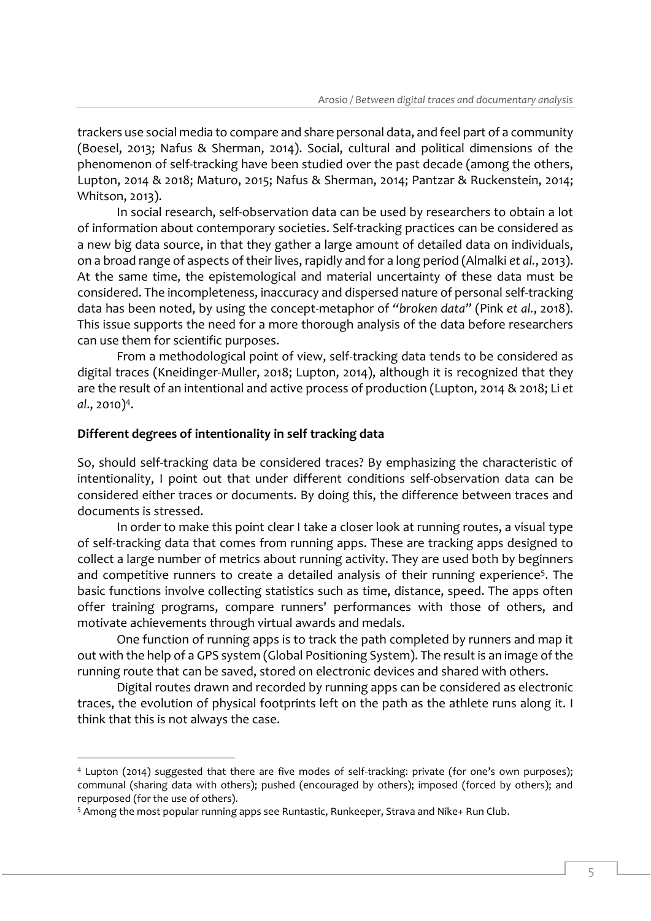trackers use social media to compare and share personal data, and feel part of a community (Boesel, 2013; Nafus & Sherman, 2014). Social, cultural and political dimensions of the phenomenon of self-tracking have been studied over the past decade (among the others, Lupton, 2014 & 2018; Maturo, 2015; Nafus & Sherman, 2014; Pantzar & Ruckenstein, 2014; Whitson, 2013).

In social research, self-observation data can be used by researchers to obtain a lot of information about contemporary societies. Self-tracking practices can be considered as a new big data source, in that they gather a large amount of detailed data on individuals, on a broad range of aspects of their lives, rapidly and for a long period (Almalki *et al.*, 2013). At the same time, the epistemological and material uncertainty of these data must be considered. The incompleteness, inaccuracy and dispersed nature of personal self-tracking data has been noted, by using the concept-metaphor of *"broken data"* (Pink *et al.*, 2018). This issue supports the need for a more thorough analysis of the data before researchers can use them for scientific purposes.

From a methodological point of view, self-tracking data tends to be considered as digital traces (Kneidinger-Muller, 2018; Lupton, 2014), although it is recognized that they are the result of an intentional and active process of production (Lupton, 2014 & 2018; Li *et al*., 2010)[4].

**Different degrees of intentionality in self tracking data**

So, should self-tracking data be considered traces? By emphasizing the characteristic of intentionality, I point out that under different conditions self-observation data can be considered either traces or documents. By doing this, the difference between traces and documents is stressed.

In order to make this point clear I take a closer look at running routes, a visual type of self-tracking data that comes from running apps. These are tracking apps designed to collect a large number of metrics about running activity. They are used both by beginners and competitive runners to create a detailed analysis of their running experience[5]. The basic functions involve collecting statistics such as time, distance, speed. The apps often offer training programs, compare runners' performances with those of others, and motivate achievements through virtual awards and medals.

One function of running apps is to track the path completed by runners and map it out with the help of a GPS system (Global Positioning System). The result is an image of the running route that can be saved, stored on electronic devices and shared with others.

Digital routes drawn and recorded by running apps can be considered as electronic traces, the evolution of physical footprints left on the path as the athlete runs along it. I think that this is not always the case.

---

[4] Lupton (2014) suggested that there are five modes of self-tracking: private (for one's own purposes); communal (sharing data with others); pushed (encouraged by others); imposed (forced by others); and repurposed (for the use of others).

[5] Among the most popular running apps see Runtastic, Runkeeper, Strava and Nike+ Run Club.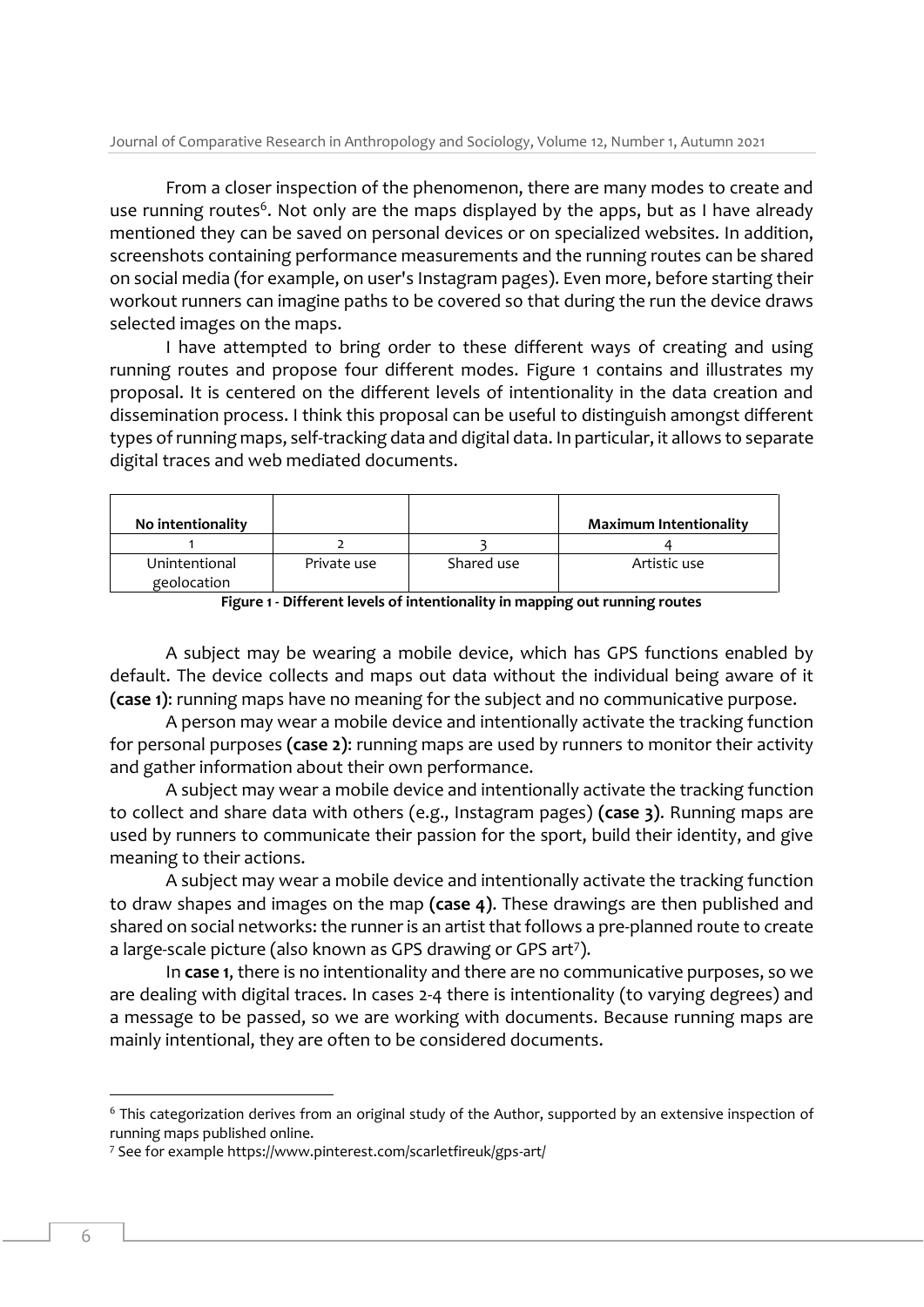From a closer inspection of the phenomenon, there are many modes to create and use running routes[6]. Not only are the maps displayed by the apps, but as I have already mentioned they can be saved on personal devices or on specialized websites. In addition, screenshots containing performance measurements and the running routes can be shared on social media (for example, on user's Instagram pages). Even more, before starting their workout runners can imagine paths to be covered so that during the run the device draws selected images on the maps.

I have attempted to bring order to these different ways of creating and using running routes and propose four different modes. Figure 1 contains and illustrates my proposal. It is centered on the different levels of intentionality in the data creation and dissemination process. I think this proposal can be useful to distinguish amongst different types of running maps, self-tracking data and digital data. In particular, it allows to separate digital traces and web mediated documents.

| **No intentionality** | | | **Maximum Intentionality** |
|---|---|---|---|
| 1 | 2 | 3 | 4 |
| Unintentional geolocation | Private use | Shared use | Artistic use |

**Figure 1 - Different levels of intentionality in mapping out running routes**

A subject may be wearing a mobile device, which has GPS functions enabled by default. The device collects and maps out data without the individual being aware of it **(case 1)**: running maps have no meaning for the subject and no communicative purpose.

A person may wear a mobile device and intentionally activate the tracking function for personal purposes **(case 2)**: running maps are used by runners to monitor their activity and gather information about their own performance.

A subject may wear a mobile device and intentionally activate the tracking function to collect and share data with others (e.g., Instagram pages) **(case 3)**. Running maps are used by runners to communicate their passion for the sport, build their identity, and give meaning to their actions.

A subject may wear a mobile device and intentionally activate the tracking function to draw shapes and images on the map **(case 4)**. These drawings are then published and shared on social networks: the runner is an artist that follows a pre-planned route to create a large-scale picture (also known as GPS drawing or GPS art[7]).

In **case 1**, there is no intentionality and there are no communicative purposes, so we are dealing with digital traces. In cases 2-4 there is intentionality (to varying degrees) and a message to be passed, so we are working with documents. Because running maps are mainly intentional, they are often to be considered documents.

---

[6] This categorization derives from an original study of the Author, supported by an extensive inspection of running maps published online.

[7] See for example https://www.pinterest.com/scarletfireuk/gps-art/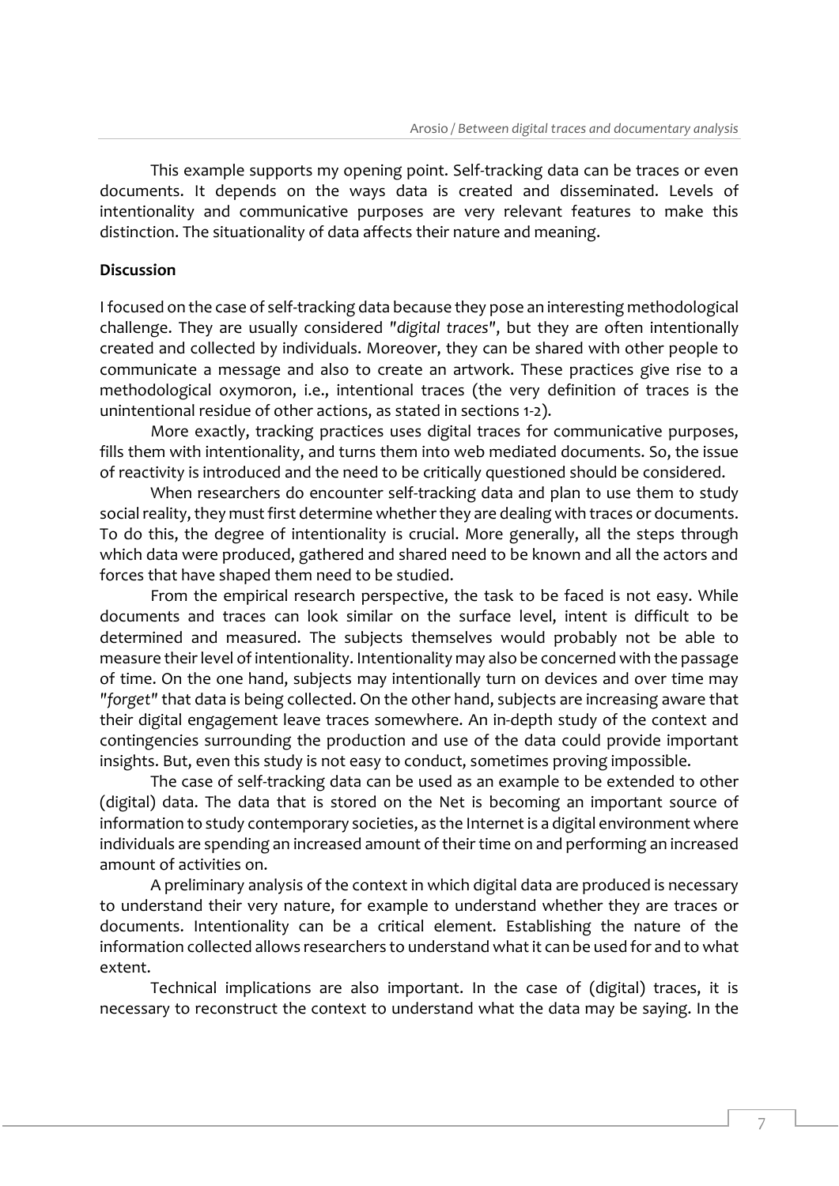This example supports my opening point. Self-tracking data can be traces or even documents. It depends on the ways data is created and disseminated. Levels of intentionality and communicative purposes are very relevant features to make this distinction. The situationality of data affects their nature and meaning.

**Discussion**

I focused on the case of self-tracking data because they pose an interesting methodological challenge. They are usually considered *"digital traces"*, but they are often intentionally created and collected by individuals. Moreover, they can be shared with other people to communicate a message and also to create an artwork. These practices give rise to a methodological oxymoron, i.e., intentional traces (the very definition of traces is the unintentional residue of other actions, as stated in sections 1-2).

More exactly, tracking practices uses digital traces for communicative purposes, fills them with intentionality, and turns them into web mediated documents. So, the issue of reactivity is introduced and the need to be critically questioned should be considered.

When researchers do encounter self-tracking data and plan to use them to study social reality, they must first determine whether they are dealing with traces or documents. To do this, the degree of intentionality is crucial. More generally, all the steps through which data were produced, gathered and shared need to be known and all the actors and forces that have shaped them need to be studied.

From the empirical research perspective, the task to be faced is not easy. While documents and traces can look similar on the surface level, intent is difficult to be determined and measured. The subjects themselves would probably not be able to measure their level of intentionality. Intentionality may also be concerned with the passage of time. On the one hand, subjects may intentionally turn on devices and over time may *"forget"* that data is being collected. On the other hand, subjects are increasing aware that their digital engagement leave traces somewhere. An in-depth study of the context and contingencies surrounding the production and use of the data could provide important insights. But, even this study is not easy to conduct, sometimes proving impossible.

The case of self-tracking data can be used as an example to be extended to other (digital) data. The data that is stored on the Net is becoming an important source of information to study contemporary societies, as the Internet is a digital environment where individuals are spending an increased amount of their time on and performing an increased amount of activities on.

A preliminary analysis of the context in which digital data are produced is necessary to understand their very nature, for example to understand whether they are traces or documents. Intentionality can be a critical element. Establishing the nature of the information collected allows researchers to understand what it can be used for and to what extent.

Technical implications are also important. In the case of (digital) traces, it is necessary to reconstruct the context to understand what the data may be saying. In the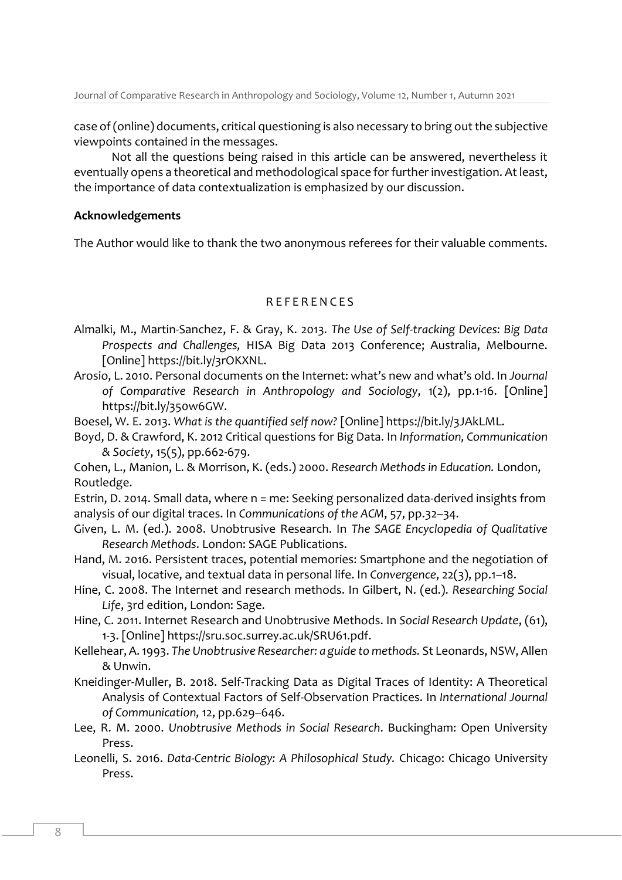case of (online) documents, critical questioning is also necessary to bring out the subjective viewpoints contained in the messages.

Not all the questions being raised in this article can be answered, nevertheless it eventually opens a theoretical and methodological space for further investigation. At least, the importance of data contextualization is emphasized by our discussion.

**Acknowledgements**

The Author would like to thank the two anonymous referees for their valuable comments.

## REFERENCES

Almalki, M., Martin-Sanchez, F. & Gray, K. 2013. *The Use of Self-tracking Devices: Big Data Prospects and Challenges,* HISA Big Data 2013 Conference; Australia, Melbourne. [Online] https://bit.ly/3rOKXNL.

Arosio, L. 2010. Personal documents on the Internet: what's new and what's old. In *Journal of Comparative Research in Anthropology and Sociology*, 1(2), pp.1-16. [Online] https://bit.ly/35ow6GW.

Boesel, W. E. 2013. *What is the quantified self now?* [Online] https://bit.ly/3JAkLML.

Boyd, D. & Crawford, K. 2012 Critical questions for Big Data. In *Information, Communication & Society*, 15(5), pp.662-679.

Cohen, L., Manion, L. & Morrison, K. (eds.) 2000. *Research Methods in Education.* London, Routledge.

Estrin, D. 2014. Small data, where n = me: Seeking personalized data-derived insights from analysis of our digital traces. In *Communications of the ACM*, 57, pp.32–34.

Given, L. M. (ed.). 2008. Unobtrusive Research. In *The SAGE Encyclopedia of Qualitative Research Methods*. London: SAGE Publications.

Hand, M. 2016. Persistent traces, potential memories: Smartphone and the negotiation of visual, locative, and textual data in personal life. In *Convergence*, 22(3), pp.1–18.

Hine, C. 2008. The Internet and research methods. In Gilbert, N. (ed.). *Researching Social Life*, 3rd edition, London: Sage.

Hine, C. 2011. Internet Research and Unobtrusive Methods. In *Social Research Update*, (61), 1-3. [Online] https://sru.soc.surrey.ac.uk/SRU61.pdf.

Kellehear, A. 1993. *The Unobtrusive Researcher: a guide to methods.* St Leonards, NSW, Allen & Unwin.

Kneidinger-Muller, B. 2018. Self-Tracking Data as Digital Traces of Identity: A Theoretical Analysis of Contextual Factors of Self-Observation Practices. In *International Journal of Communication,* 12, pp.629–646.

Lee, R. M. 2000. *Unobtrusive Methods in Social Research*. Buckingham: Open University Press.

Leonelli, S. 2016. *Data-Centric Biology: A Philosophical Study.* Chicago: Chicago University Press.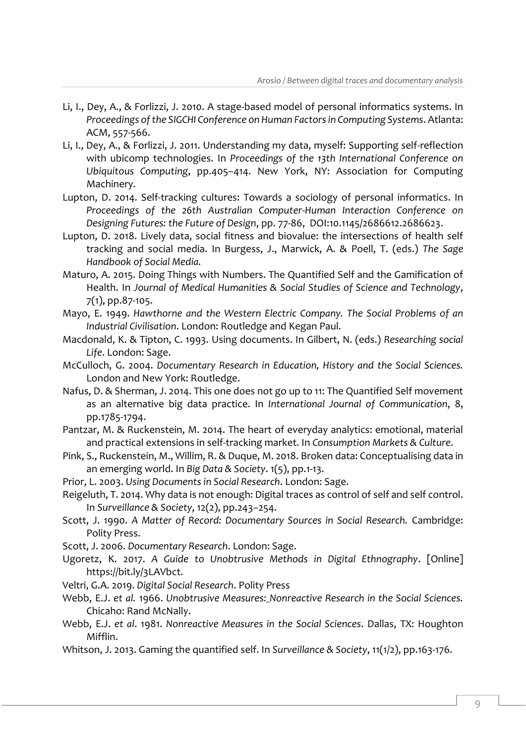Li, I., Dey, A., & Forlizzi, J. 2010. A stage-based model of personal informatics systems. In *Proceedings of the SIGCHI Conference on Human Factors in Computing Systems*. Atlanta: ACM, 557-566.

Li, I., Dey, A., & Forlizzi, J. 2011. Understanding my data, myself: Supporting self-reflection with ubicomp technologies. In *Proceedings of the 13th International Conference on Ubiquitous Computing*, pp.405–414. New York, NY: Association for Computing Machinery.

Lupton, D. 2014. Self-tracking cultures: Towards a sociology of personal informatics. In *Proceedings of the 26th Australian Computer-Human Interaction Conference on Designing Futures: the Future of Design*, pp. 77-86, DOI:10.1145/2686612.2686623.

Lupton, D. 2018. Lively data, social fitness and biovalue: the intersections of health self tracking and social media. In Burgess, J., Marwick, A. & Poell, T. (eds.) *The Sage Handbook of Social Media.*

Maturo, A. 2015. Doing Things with Numbers. The Quantified Self and the Gamification of Health. In *Journal of Medical Humanities & Social Studies of Science and Technology*, 7(1), pp.87-105.

Mayo, E. 1949. *Hawthorne and the Western Electric Company. The Social Problems of an Industrial Civilisation*. London: Routledge and Kegan Paul.

Macdonald, K. & Tipton, C. 1993. Using documents. In Gilbert, N. (eds.) *Researching social Life*. London: Sage.

McCulloch, G. 2004. *Documentary Research in Education, History and the Social Sciences.* London and New York: Routledge.

Nafus, D. & Sherman, J. 2014. This one does not go up to 11: The Quantified Self movement as an alternative big data practice. In *International Journal of Communication*, 8, pp.1785-1794.

Pantzar, M. & Ruckenstein, M. 2014. The heart of everyday analytics: emotional, material and practical extensions in self-tracking market. In *Consumption Markets & Culture*.

Pink, S., Ruckenstein, M., Willim, R. & Duque, M. 2018. Broken data: Conceptualising data in an emerging world. In *Big Data & Society*. 1(5), pp.1-13.

Prior, L. 2003. *Using Documents in Social Research*. London: Sage.

Reigeluth, T. 2014. Why data is not enough: Digital traces as control of self and self control. In *Surveillance & Society*, 12(2), pp.243–254.

Scott, J. 1990. *A Matter of Record: Documentary Sources in Social Research.* Cambridge: Polity Press.

Scott, J. 2006. *Documentary Research*. London: Sage.

Ugoretz, K. 2017. *A Guide to Unobtrusive Methods in Digital Ethnography*. [Online] https://bit.ly/3LAVbct.

Veltri, G.A. 2019. *Digital Social Research*. Polity Press

Webb, E.J. *et al.* 1966. *Unobtrusive Measures: Nonreactive Research in the Social Sciences.* Chicaho: Rand McNally.

Webb, E.J. *et al*. 1981. *Nonreactive Measures in the Social Sciences*. Dallas, TX: Houghton Mifflin.

Whitson, J. 2013. Gaming the quantified self. In *Surveillance & Society*, 11(1/2), pp.163-176.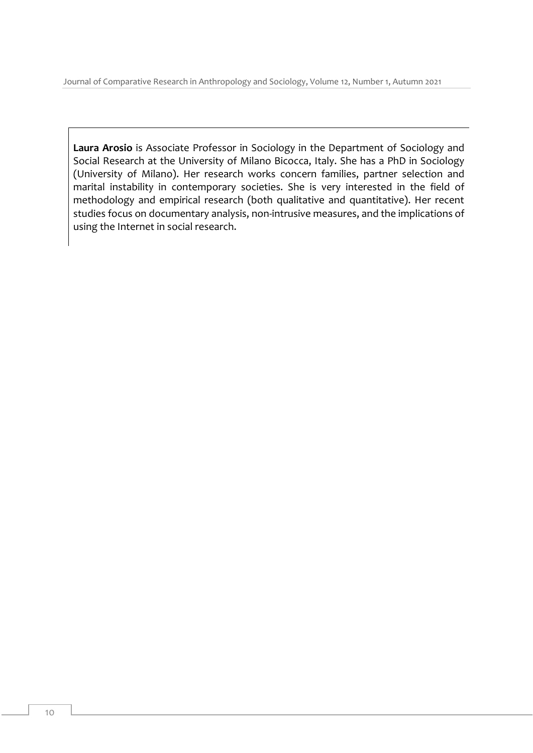**Laura Arosio** is Associate Professor in Sociology in the Department of Sociology and Social Research at the University of Milano Bicocca, Italy. She has a PhD in Sociology (University of Milano). Her research works concern families, partner selection and marital instability in contemporary societies. She is very interested in the field of methodology and empirical research (both qualitative and quantitative). Her recent studies focus on documentary analysis, non-intrusive measures, and the implications of using the Internet in social research.